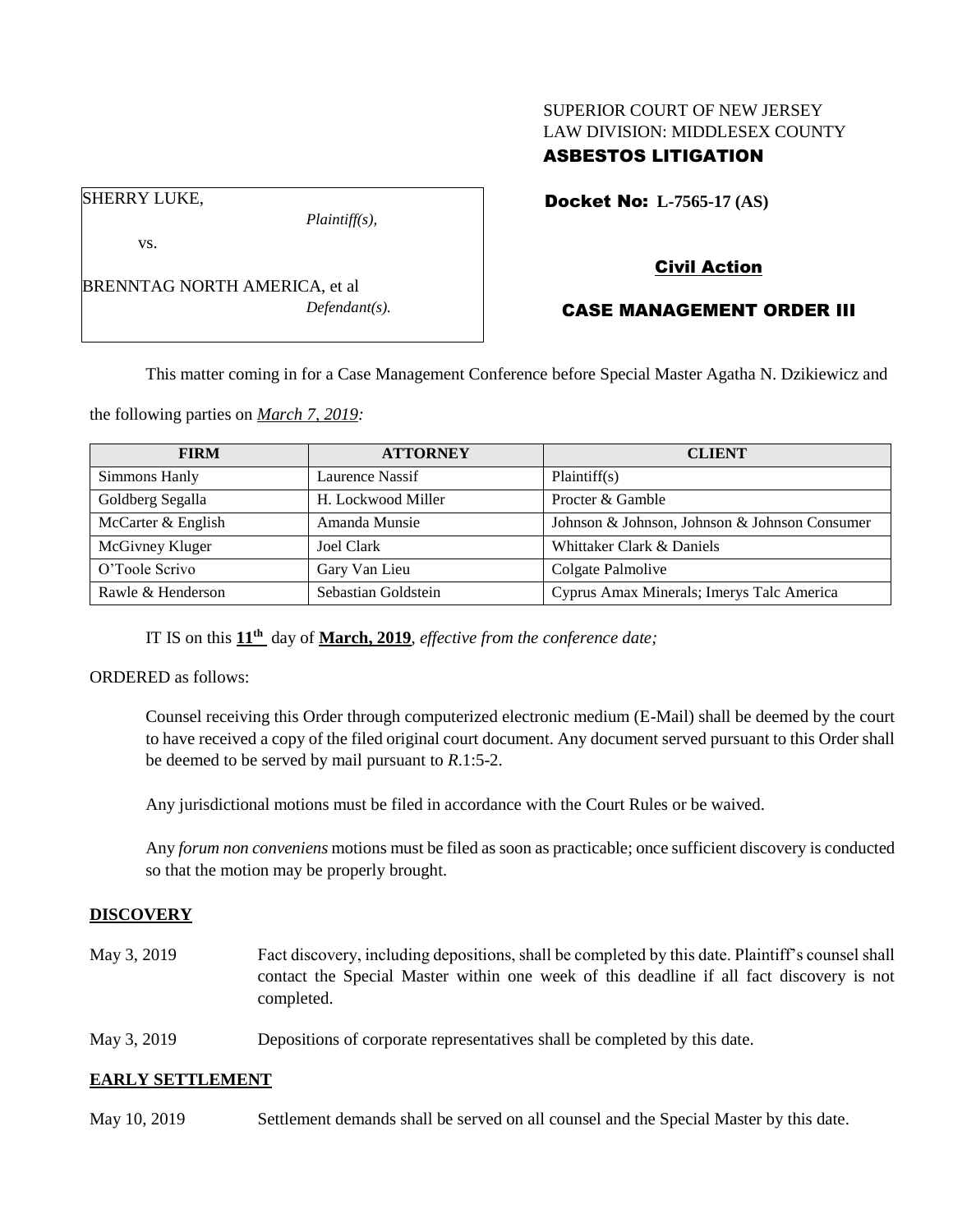SUPERIOR COURT OF NEW JERSEY
LAW DIVISION: MIDDLESEX COUNTY
**ASBESTOS LITIGATION**

SHERRY LUKE,
*Plaintiff(s),*
vs.
BRENNTAG NORTH AMERICA, et al
*Defendant(s).*

**Docket No: L-7565-17 (AS)**

**Civil Action**

**CASE MANAGEMENT ORDER III**

This matter coming in for a Case Management Conference before Special Master Agatha N. Dzikiewicz and the following parties on *March 7, 2019:*

| FIRM | ATTORNEY | CLIENT |
|---|---|---|
| Simmons Hanly | Laurence Nassif | Plaintiff(s) |
| Goldberg Segalla | H. Lockwood Miller | Procter & Gamble |
| McCarter & English | Amanda Munsie | Johnson & Johnson, Johnson & Johnson Consumer |
| McGivney Kluger | Joel Clark | Whittaker Clark & Daniels |
| O'Toole Scrivo | Gary Van Lieu | Colgate Palmolive |
| Rawle & Henderson | Sebastian Goldstein | Cyprus Amax Minerals; Imerys Talc America |

IT IS on this **11th** day of **March, 2019**, *effective from the conference date;*

ORDERED as follows:

Counsel receiving this Order through computerized electronic medium (E-Mail) shall be deemed by the court to have received a copy of the filed original court document. Any document served pursuant to this Order shall be deemed to be served by mail pursuant to *R*.1:5-2.

Any jurisdictional motions must be filed in accordance with the Court Rules or be waived.

Any *forum non conveniens* motions must be filed as soon as practicable; once sufficient discovery is conducted so that the motion may be properly brought.

## DISCOVERY

May 3, 2019 — Fact discovery, including depositions, shall be completed by this date. Plaintiff's counsel shall contact the Special Master within one week of this deadline if all fact discovery is not completed.

May 3, 2019 — Depositions of corporate representatives shall be completed by this date.

## EARLY SETTLEMENT

May 10, 2019 — Settlement demands shall be served on all counsel and the Special Master by this date.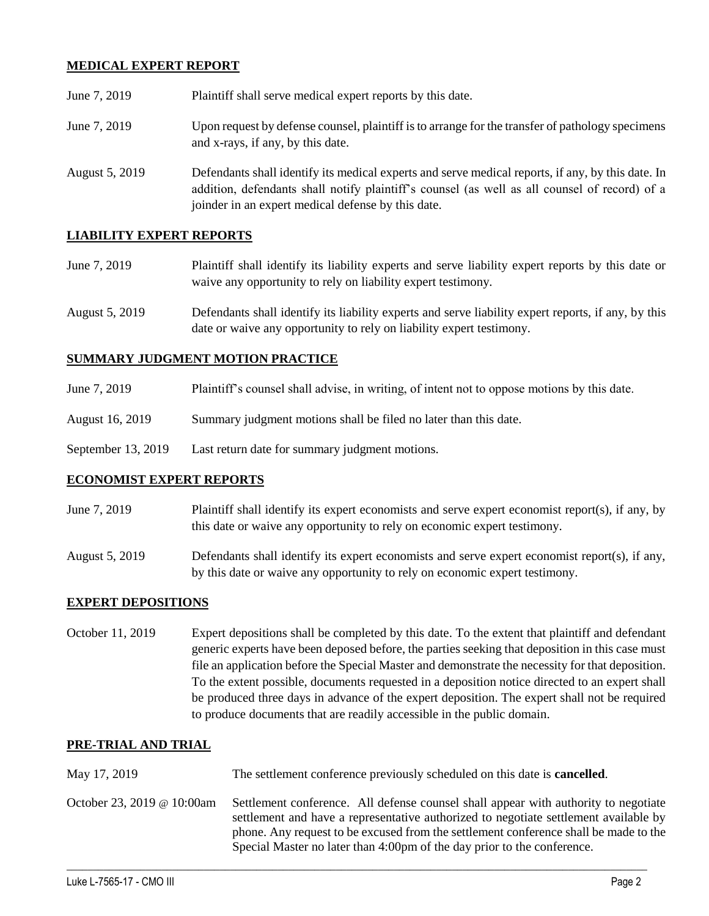**MEDICAL EXPERT REPORT**

| | |
|---|---|
| June 7, 2019 | Plaintiff shall serve medical expert reports by this date. |
| June 7, 2019 | Upon request by defense counsel, plaintiff is to arrange for the transfer of pathology specimens and x-rays, if any, by this date. |
| August 5, 2019 | Defendants shall identify its medical experts and serve medical reports, if any, by this date. In addition, defendants shall notify plaintiff's counsel (as well as all counsel of record) of a joinder in an expert medical defense by this date. |

**LIABILITY EXPERT REPORTS**

| | |
|---|---|
| June 7, 2019 | Plaintiff shall identify its liability experts and serve liability expert reports by this date or waive any opportunity to rely on liability expert testimony. |
| August 5, 2019 | Defendants shall identify its liability experts and serve liability expert reports, if any, by this date or waive any opportunity to rely on liability expert testimony. |

**SUMMARY JUDGMENT MOTION PRACTICE**

| | |
|---|---|
| June 7, 2019 | Plaintiff's counsel shall advise, in writing, of intent not to oppose motions by this date. |
| August 16, 2019 | Summary judgment motions shall be filed no later than this date. |
| September 13, 2019 | Last return date for summary judgment motions. |

**ECONOMIST EXPERT REPORTS**

| | |
|---|---|
| June 7, 2019 | Plaintiff shall identify its expert economists and serve expert economist report(s), if any, by this date or waive any opportunity to rely on economic expert testimony. |
| August 5, 2019 | Defendants shall identify its expert economists and serve expert economist report(s), if any, by this date or waive any opportunity to rely on economic expert testimony. |

**EXPERT DEPOSITIONS**

| | |
|---|---|
| October 11, 2019 | Expert depositions shall be completed by this date. To the extent that plaintiff and defendant generic experts have been deposed before, the parties seeking that deposition in this case must file an application before the Special Master and demonstrate the necessity for that deposition. To the extent possible, documents requested in a deposition notice directed to an expert shall be produced three days in advance of the expert deposition. The expert shall not be required to produce documents that are readily accessible in the public domain. |

**PRE-TRIAL AND TRIAL**

| | |
|---|---|
| May 17, 2019 | The settlement conference previously scheduled on this date is **cancelled**. |
| October 23, 2019 @ 10:00am | Settlement conference. All defense counsel shall appear with authority to negotiate settlement and have a representative authorized to negotiate settlement available by phone. Any request to be excused from the settlement conference shall be made to the Special Master no later than 4:00pm of the day prior to the conference. |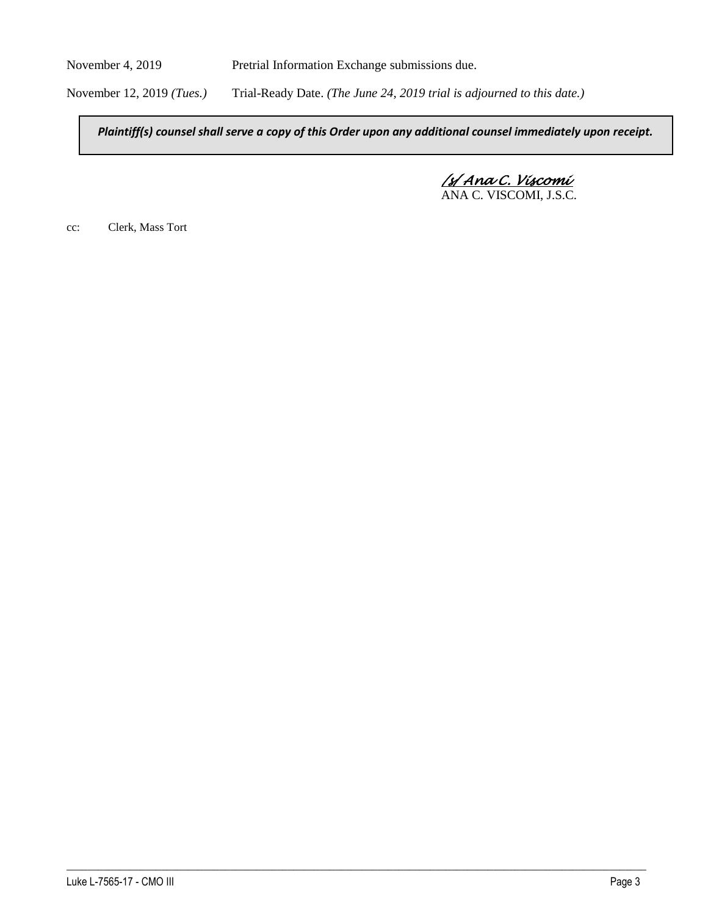| | |
|---|---|
| November 4, 2019 | Pretrial Information Exchange submissions due. |
| November 12, 2019 *(Tues.)* | Trial-Ready Date. *(The June 24, 2019 trial is adjourned to this date.)* |

***Plaintiff(s) counsel shall serve a copy of this Order upon any additional counsel immediately upon receipt.***

*/s/ Ana C. Viscomi*
ANA C. VISCOMI, J.S.C.

cc: Clerk, Mass Tort